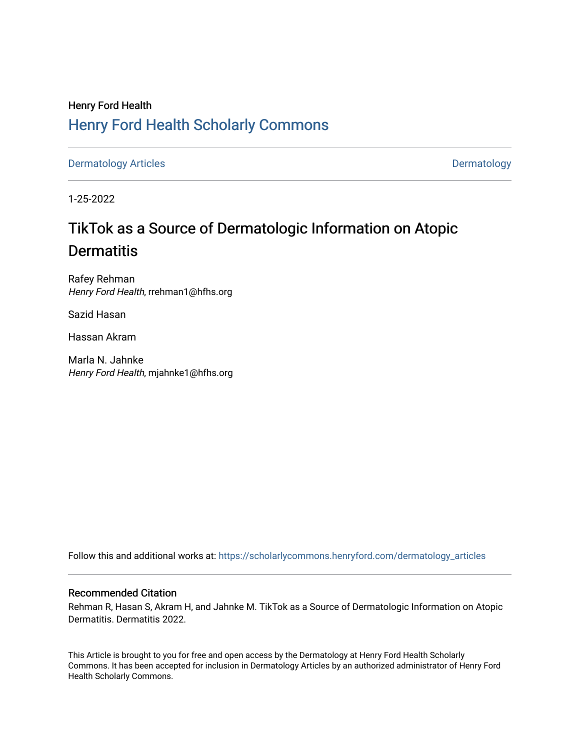Henry Ford Health

# Henry Ford Health Scholarly Commons

Dermatology Articles

Dermatology

1-25-2022

# TikTok as a Source of Dermatologic Information on Atopic Dermatitis

Rafey Rehman
*Henry Ford Health*, rrehman1@hfhs.org

Sazid Hasan

Hassan Akram

Marla N. Jahnke
*Henry Ford Health*, mjahnke1@hfhs.org

Follow this and additional works at: https://scholarlycommons.henryford.com/dermatology_articles

## Recommended Citation

Rehman R, Hasan S, Akram H, and Jahnke M. TikTok as a Source of Dermatologic Information on Atopic Dermatitis. Dermatitis 2022.

This Article is brought to you for free and open access by the Dermatology at Henry Ford Health Scholarly Commons. It has been accepted for inclusion in Dermatology Articles by an authorized administrator of Henry Ford Health Scholarly Commons.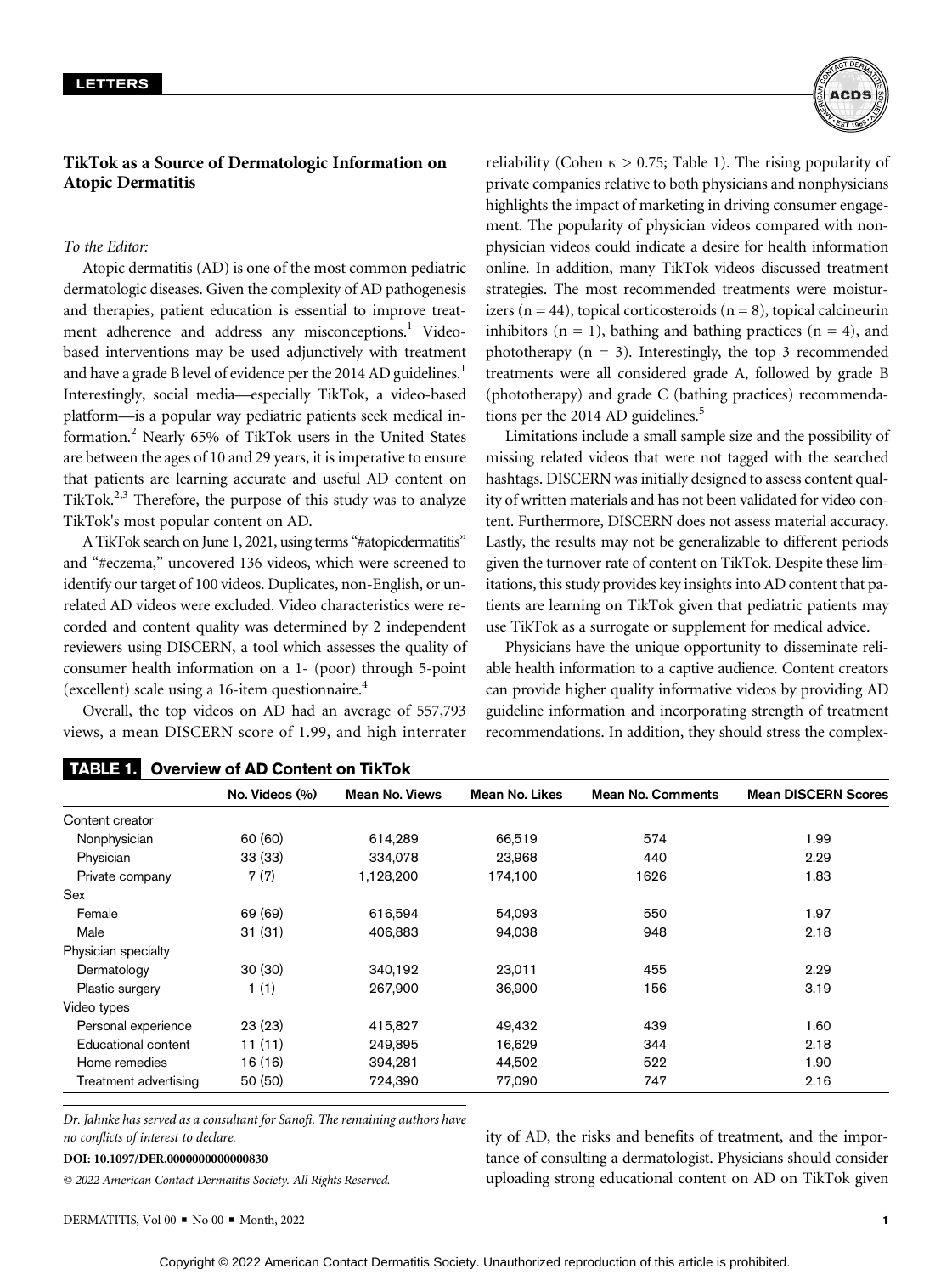## LETTERS

# TikTok as a Source of Dermatologic Information on Atopic Dermatitis

*To the Editor:*

Atopic dermatitis (AD) is one of the most common pediatric dermatologic diseases. Given the complexity of AD pathogenesis and therapies, patient education is essential to improve treatment adherence and address any misconceptions.[1] Video-based interventions may be used adjunctively with treatment and have a grade B level of evidence per the 2014 AD guidelines.[1] Interestingly, social media—especially TikTok, a video-based platform—is a popular way pediatric patients seek medical information.[2] Nearly 65% of TikTok users in the United States are between the ages of 10 and 29 years, it is imperative to ensure that patients are learning accurate and useful AD content on TikTok.[2,3] Therefore, the purpose of this study was to analyze TikTok's most popular content on AD.

A TikTok search on June 1, 2021, using terms "#atopicdermatitis" and "#eczema," uncovered 136 videos, which were screened to identify our target of 100 videos. Duplicates, non-English, or unrelated AD videos were excluded. Video characteristics were recorded and content quality was determined by 2 independent reviewers using DISCERN, a tool which assesses the quality of consumer health information on a 1- (poor) through 5-point (excellent) scale using a 16-item questionnaire.[4]

Overall, the top videos on AD had an average of 557,793 views, a mean DISCERN score of 1.99, and high interrater reliability (Cohen $\kappa > 0.75$; Table 1). The rising popularity of private companies relative to both physicians and nonphysicians highlights the impact of marketing in driving consumer engagement. The popularity of physician videos compared with nonphysician videos could indicate a desire for health information online. In addition, many TikTok videos discussed treatment strategies. The most recommended treatments were moisturizers (n = 44), topical corticosteroids (n = 8), topical calcineurin inhibitors (n = 1), bathing and bathing practices (n = 4), and phototherapy (n = 3). Interestingly, the top 3 recommended treatments were all considered grade A, followed by grade B (phototherapy) and grade C (bathing practices) recommendations per the 2014 AD guidelines.[5]

Limitations include a small sample size and the possibility of missing related videos that were not tagged with the searched hashtags. DISCERN was initially designed to assess content quality of written materials and has not been validated for video content. Furthermore, DISCERN does not assess material accuracy. Lastly, the results may not be generalizable to different periods given the turnover rate of content on TikTok. Despite these limitations, this study provides key insights into AD content that patients are learning on TikTok given that pediatric patients may use TikTok as a surrogate or supplement for medical advice.

Physicians have the unique opportunity to disseminate reliable health information to a captive audience. Content creators can provide higher quality informative videos by providing AD guideline information and incorporating strength of treatment recommendations. In addition, they should stress the complexity of AD, the risks and benefits of treatment, and the importance of consulting a dermatologist. Physicians should consider uploading strong educational content on AD on TikTok given

**TABLE 1. Overview of AD Content on TikTok**

| | No. Videos (%) | Mean No. Views | Mean No. Likes | Mean No. Comments | Mean DISCERN Scores |
|---|---|---|---|---|---|
| Content creator | | | | | |
| Nonphysician | 60 (60) | 614,289 | 66,519 | 574 | 1.99 |
| Physician | 33 (33) | 334,078 | 23,968 | 440 | 2.29 |
| Private company | 7 (7) | 1,128,200 | 174,100 | 1626 | 1.83 |
| Sex | | | | | |
| Female | 69 (69) | 616,594 | 54,093 | 550 | 1.97 |
| Male | 31 (31) | 406,883 | 94,038 | 948 | 2.18 |
| Physician specialty | | | | | |
| Dermatology | 30 (30) | 340,192 | 23,011 | 455 | 2.29 |
| Plastic surgery | 1 (1) | 267,900 | 36,900 | 156 | 3.19 |
| Video types | | | | | |
| Personal experience | 23 (23) | 415,827 | 49,432 | 439 | 1.60 |
| Educational content | 11 (11) | 249,895 | 16,629 | 344 | 2.18 |
| Home remedies | 16 (16) | 394,281 | 44,502 | 522 | 1.90 |
| Treatment advertising | 50 (50) | 724,390 | 77,090 | 747 | 2.16 |

*Dr. Jahnke has served as a consultant for Sanofi. The remaining authors have no conflicts of interest to declare.*

**DOI: 10.1097/DER.0000000000000830**

*© 2022 American Contact Dermatitis Society. All Rights Reserved.*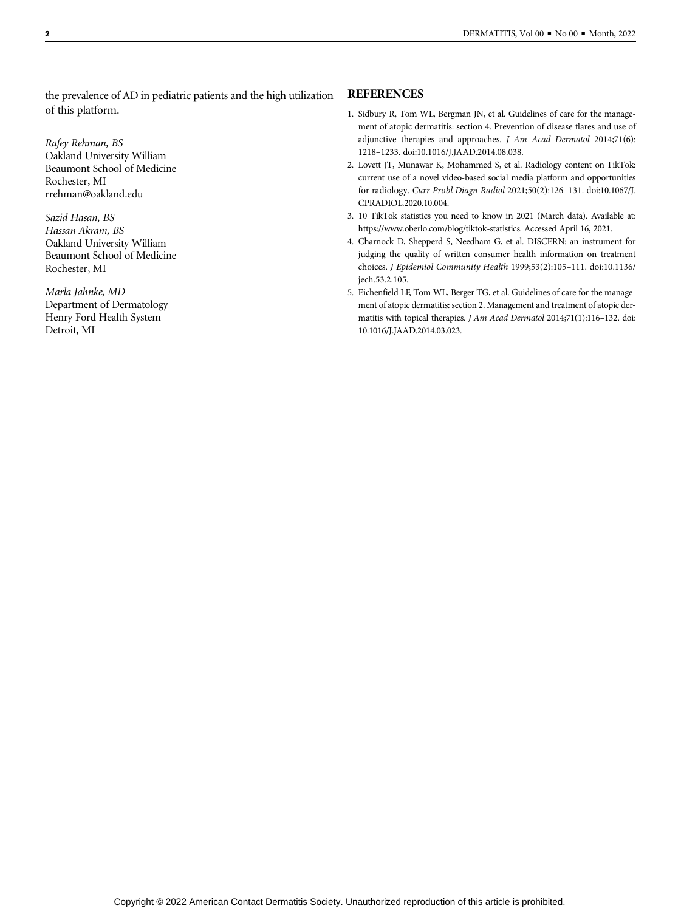the prevalence of AD in pediatric patients and the high utilization of this platform.

*Rafey Rehman, BS*
Oakland University William
Beaumont School of Medicine
Rochester, MI
rrehman@oakland.edu

*Sazid Hasan, BS*
*Hassan Akram, BS*
Oakland University William
Beaumont School of Medicine
Rochester, MI

*Marla Jahnke, MD*
Department of Dermatology
Henry Ford Health System
Detroit, MI

## REFERENCES

1. Sidbury R, Tom WL, Bergman JN, et al. Guidelines of care for the management of atopic dermatitis: section 4. Prevention of disease flares and use of adjunctive therapies and approaches. *J Am Acad Dermatol* 2014;71(6): 1218–1233. doi:10.1016/J.JAAD.2014.08.038.
2. Lovett JT, Munawar K, Mohammed S, et al. Radiology content on TikTok: current use of a novel video-based social media platform and opportunities for radiology. *Curr Probl Diagn Radiol* 2021;50(2):126–131. doi:10.1067/J.CPRADIOL.2020.10.004.
3. 10 TikTok statistics you need to know in 2021 (March data). Available at: https://www.oberlo.com/blog/tiktok-statistics. Accessed April 16, 2021.
4. Charnock D, Shepperd S, Needham G, et al. DISCERN: an instrument for judging the quality of written consumer health information on treatment choices. *J Epidemiol Community Health* 1999;53(2):105–111. doi:10.1136/jech.53.2.105.
5. Eichenfield LF, Tom WL, Berger TG, et al. Guidelines of care for the management of atopic dermatitis: section 2. Management and treatment of atopic dermatitis with topical therapies. *J Am Acad Dermatol* 2014;71(1):116–132. doi:10.1016/J.JAAD.2014.03.023.

Copyright © 2022 American Contact Dermatitis Society. Unauthorized reproduction of this article is prohibited.